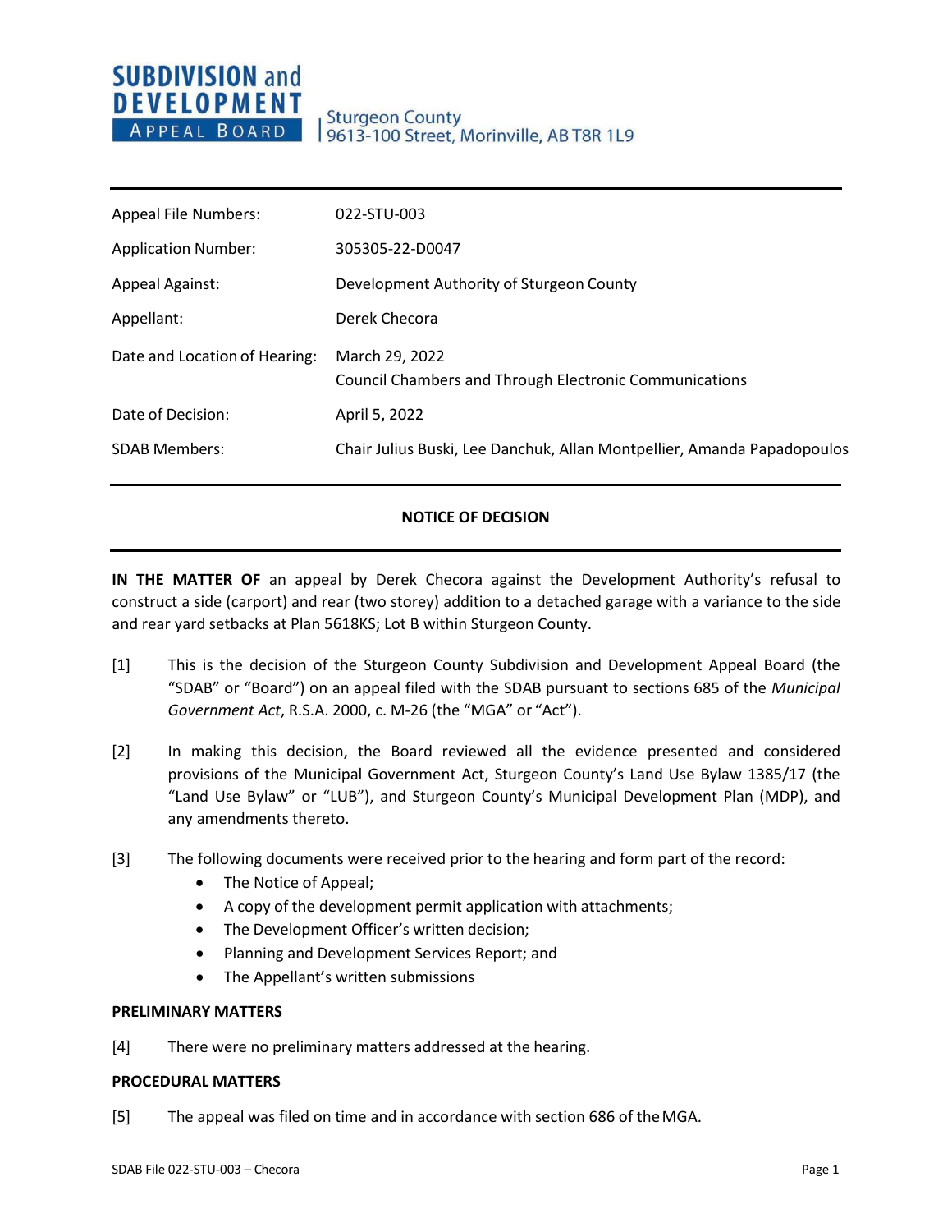**SUBDIVISION and DEVELOPMENT APPEAL BOARD**

Sturgeon County
9613-100 Street, Morinville, AB T8R 1L9

| | |
|---|---|
| Appeal File Numbers: | 022-STU-003 |
| Application Number: | 305305-22-D0047 |
| Appeal Against: | Development Authority of Sturgeon County |
| Appellant: | Derek Checora |
| Date and Location of Hearing: | March 29, 2022<br>Council Chambers and Through Electronic Communications |
| Date of Decision: | April 5, 2022 |
| SDAB Members: | Chair Julius Buski, Lee Danchuk, Allan Montpellier, Amanda Papadopoulos |

## NOTICE OF DECISION

**IN THE MATTER OF** an appeal by Derek Checora against the Development Authority's refusal to construct a side (carport) and rear (two storey) addition to a detached garage with a variance to the side and rear yard setbacks at Plan 5618KS; Lot B within Sturgeon County.

[1] This is the decision of the Sturgeon County Subdivision and Development Appeal Board (the "SDAB" or "Board") on an appeal filed with the SDAB pursuant to sections 685 of the *Municipal Government Act*, R.S.A. 2000, c. M-26 (the "MGA" or "Act").

[2] In making this decision, the Board reviewed all the evidence presented and considered provisions of the Municipal Government Act, Sturgeon County's Land Use Bylaw 1385/17 (the "Land Use Bylaw" or "LUB"), and Sturgeon County's Municipal Development Plan (MDP), and any amendments thereto.

[3] The following documents were received prior to the hearing and form part of the record:

- The Notice of Appeal;
- A copy of the development permit application with attachments;
- The Development Officer's written decision;
- Planning and Development Services Report; and
- The Appellant's written submissions

**PRELIMINARY MATTERS**

[4] There were no preliminary matters addressed at the hearing.

**PROCEDURAL MATTERS**

[5] The appeal was filed on time and in accordance with section 686 of the MGA.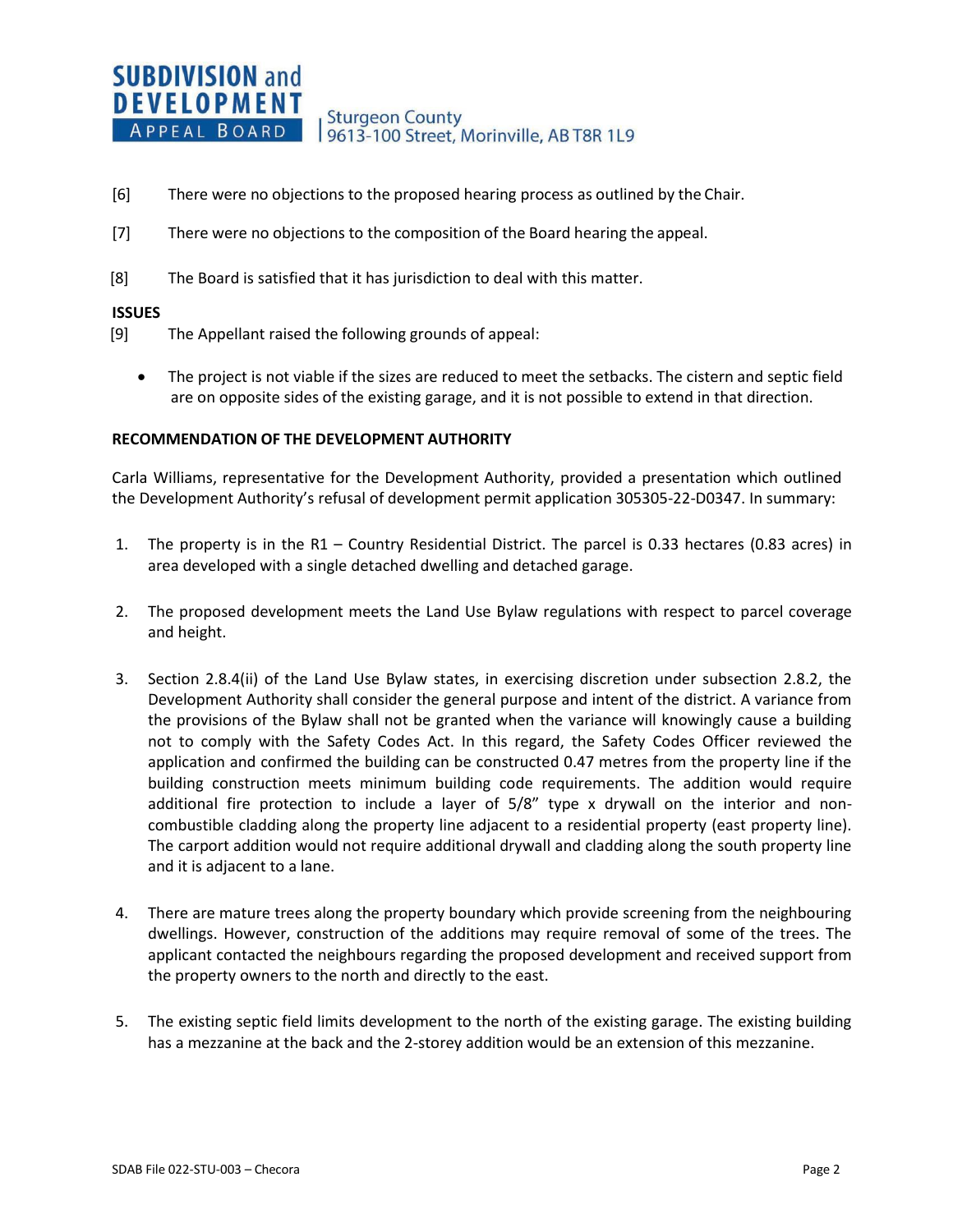[6] There were no objections to the proposed hearing process as outlined by the Chair.

[7] There were no objections to the composition of the Board hearing the appeal.

[8] The Board is satisfied that it has jurisdiction to deal with this matter.

**ISSUES**

[9] The Appellant raised the following grounds of appeal:

- The project is not viable if the sizes are reduced to meet the setbacks. The cistern and septic field are on opposite sides of the existing garage, and it is not possible to extend in that direction.

**RECOMMENDATION OF THE DEVELOPMENT AUTHORITY**

Carla Williams, representative for the Development Authority, provided a presentation which outlined the Development Authority's refusal of development permit application 305305-22-D0347. In summary:

1. The property is in the R1 – Country Residential District. The parcel is 0.33 hectares (0.83 acres) in area developed with a single detached dwelling and detached garage.

2. The proposed development meets the Land Use Bylaw regulations with respect to parcel coverage and height.

3. Section 2.8.4(ii) of the Land Use Bylaw states, in exercising discretion under subsection 2.8.2, the Development Authority shall consider the general purpose and intent of the district. A variance from the provisions of the Bylaw shall not be granted when the variance will knowingly cause a building not to comply with the Safety Codes Act. In this regard, the Safety Codes Officer reviewed the application and confirmed the building can be constructed 0.47 metres from the property line if the building construction meets minimum building code requirements. The addition would require additional fire protection to include a layer of 5/8" type x drywall on the interior and non-combustible cladding along the property line adjacent to a residential property (east property line). The carport addition would not require additional drywall and cladding along the south property line and it is adjacent to a lane.

4. There are mature trees along the property boundary which provide screening from the neighbouring dwellings. However, construction of the additions may require removal of some of the trees. The applicant contacted the neighbours regarding the proposed development and received support from the property owners to the north and directly to the east.

5. The existing septic field limits development to the north of the existing garage. The existing building has a mezzanine at the back and the 2-storey addition would be an extension of this mezzanine.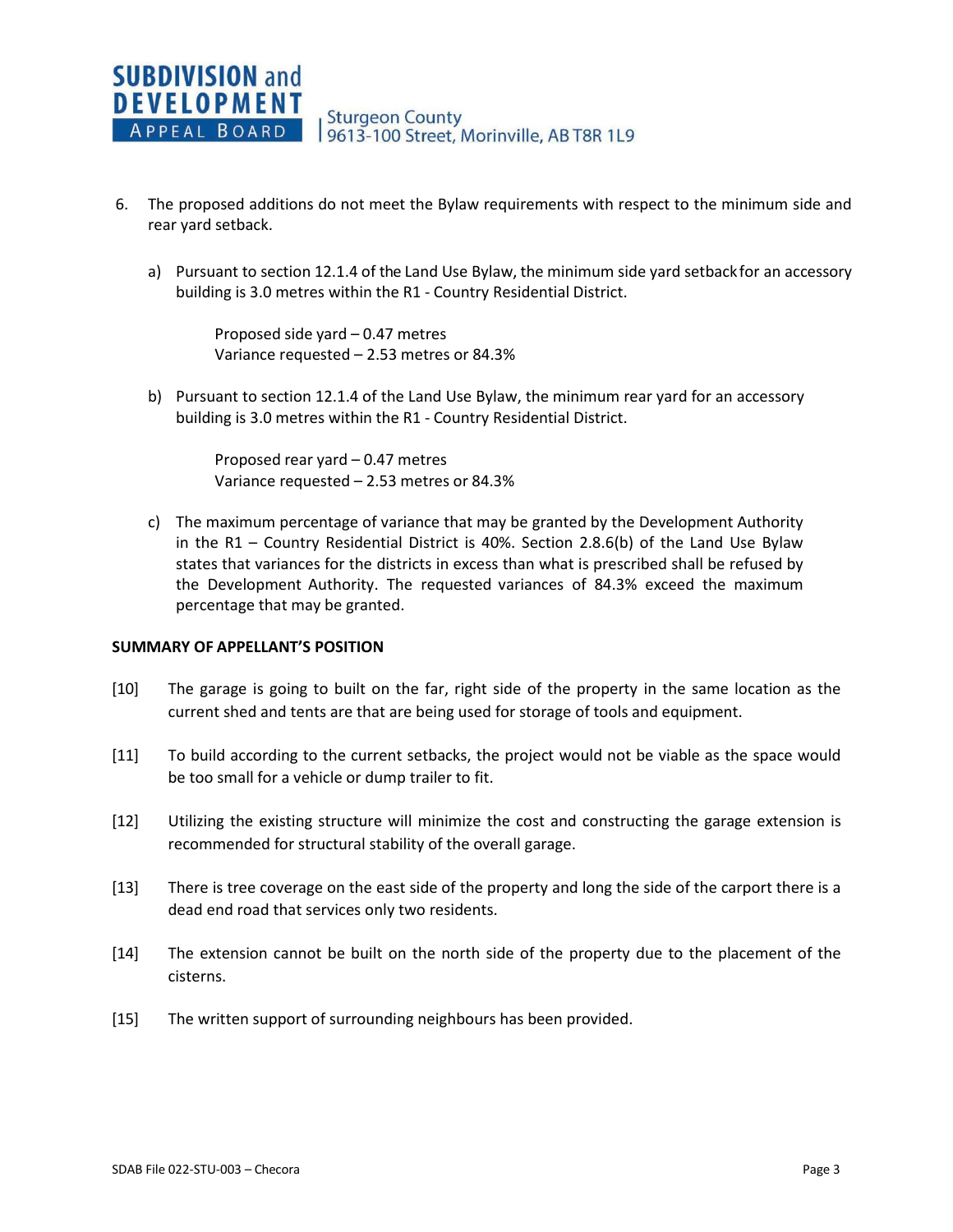6. The proposed additions do not meet the Bylaw requirements with respect to the minimum side and rear yard setback.

   a) Pursuant to section 12.1.4 of the Land Use Bylaw, the minimum side yard setback for an accessory building is 3.0 metres within the R1 - Country Residential District.

      Proposed side yard – 0.47 metres
      Variance requested – 2.53 metres or 84.3%

   b) Pursuant to section 12.1.4 of the Land Use Bylaw, the minimum rear yard for an accessory building is 3.0 metres within the R1 - Country Residential District.

      Proposed rear yard – 0.47 metres
      Variance requested – 2.53 metres or 84.3%

   c) The maximum percentage of variance that may be granted by the Development Authority in the R1 – Country Residential District is 40%. Section 2.8.6(b) of the Land Use Bylaw states that variances for the districts in excess than what is prescribed shall be refused by the Development Authority. The requested variances of 84.3% exceed the maximum percentage that may be granted.

**SUMMARY OF APPELLANT'S POSITION**

[10] The garage is going to built on the far, right side of the property in the same location as the current shed and tents are that are being used for storage of tools and equipment.

[11] To build according to the current setbacks, the project would not be viable as the space would be too small for a vehicle or dump trailer to fit.

[12] Utilizing the existing structure will minimize the cost and constructing the garage extension is recommended for structural stability of the overall garage.

[13] There is tree coverage on the east side of the property and long the side of the carport there is a dead end road that services only two residents.

[14] The extension cannot be built on the north side of the property due to the placement of the cisterns.

[15] The written support of surrounding neighbours has been provided.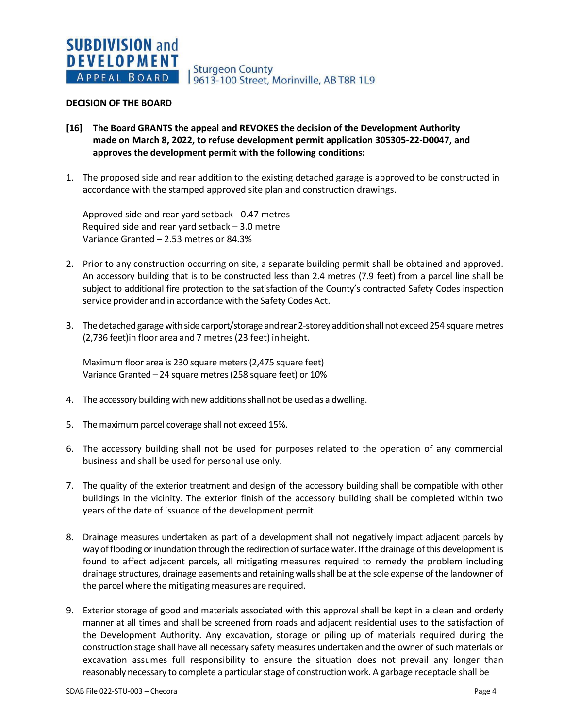## DECISION OF THE BOARD

**[16] The Board GRANTS the appeal and REVOKES the decision of the Development Authority made on March 8, 2022, to refuse development permit application 305305-22-D0047, and approves the development permit with the following conditions:**

1. The proposed side and rear addition to the existing detached garage is approved to be constructed in accordance with the stamped approved site plan and construction drawings.

   Approved side and rear yard setback - 0.47 metres
   Required side and rear yard setback – 3.0 metre
   Variance Granted – 2.53 metres or 84.3%

2. Prior to any construction occurring on site, a separate building permit shall be obtained and approved. An accessory building that is to be constructed less than 2.4 metres (7.9 feet) from a parcel line shall be subject to additional fire protection to the satisfaction of the County's contracted Safety Codes inspection service provider and in accordance with the Safety Codes Act.

3. The detached garage with side carport/storage and rear 2-storey addition shall not exceed 254 square metres (2,736 feet)in floor area and 7 metres (23 feet) in height.

   Maximum floor area is 230 square meters (2,475 square feet)
   Variance Granted – 24 square metres (258 square feet) or 10%

4. The accessory building with new additions shall not be used as a dwelling.

5. The maximum parcel coverage shall not exceed 15%.

6. The accessory building shall not be used for purposes related to the operation of any commercial business and shall be used for personal use only.

7. The quality of the exterior treatment and design of the accessory building shall be compatible with other buildings in the vicinity. The exterior finish of the accessory building shall be completed within two years of the date of issuance of the development permit.

8. Drainage measures undertaken as part of a development shall not negatively impact adjacent parcels by way of flooding or inundation through the redirection of surface water. If the drainage of this development is found to affect adjacent parcels, all mitigating measures required to remedy the problem including drainage structures, drainage easements and retaining walls shall be at the sole expense of the landowner of the parcel where the mitigating measures are required.

9. Exterior storage of good and materials associated with this approval shall be kept in a clean and orderly manner at all times and shall be screened from roads and adjacent residential uses to the satisfaction of the Development Authority. Any excavation, storage or piling up of materials required during the construction stage shall have all necessary safety measures undertaken and the owner of such materials or excavation assumes full responsibility to ensure the situation does not prevail any longer than reasonably necessary to complete a particular stage of construction work. A garbage receptacle shall be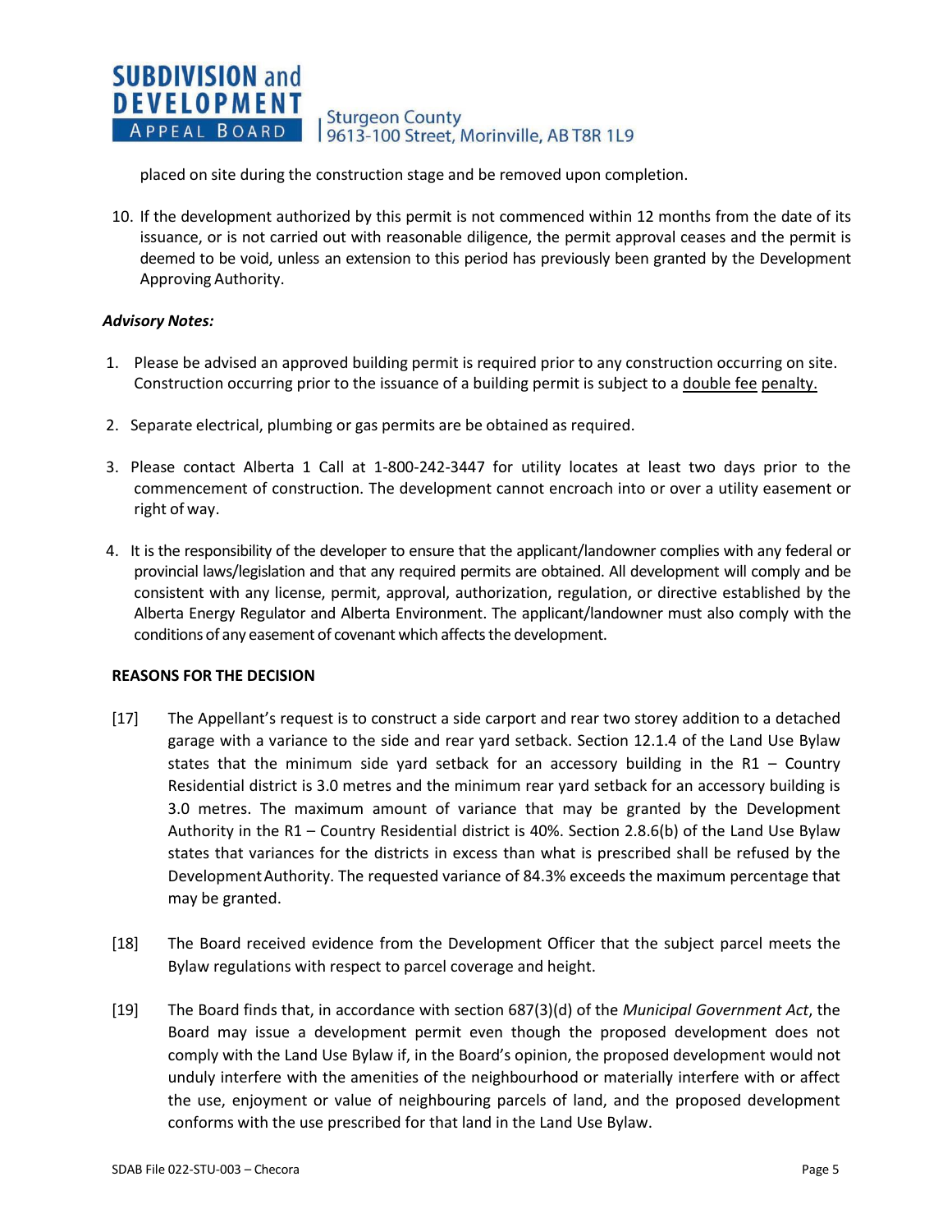placed on site during the construction stage and be removed upon completion.

10. If the development authorized by this permit is not commenced within 12 months from the date of its issuance, or is not carried out with reasonable diligence, the permit approval ceases and the permit is deemed to be void, unless an extension to this period has previously been granted by the Development Approving Authority.

***Advisory Notes:***

1. Please be advised an approved building permit is required prior to any construction occurring on site. Construction occurring prior to the issuance of a building permit is subject to a double fee penalty.

2. Separate electrical, plumbing or gas permits are be obtained as required.

3. Please contact Alberta 1 Call at 1-800-242-3447 for utility locates at least two days prior to the commencement of construction. The development cannot encroach into or over a utility easement or right of way.

4. It is the responsibility of the developer to ensure that the applicant/landowner complies with any federal or provincial laws/legislation and that any required permits are obtained. All development will comply and be consistent with any license, permit, approval, authorization, regulation, or directive established by the Alberta Energy Regulator and Alberta Environment. The applicant/landowner must also comply with the conditions of any easement of covenant which affects the development.

**REASONS FOR THE DECISION**

[17] The Appellant's request is to construct a side carport and rear two storey addition to a detached garage with a variance to the side and rear yard setback. Section 12.1.4 of the Land Use Bylaw states that the minimum side yard setback for an accessory building in the R1 – Country Residential district is 3.0 metres and the minimum rear yard setback for an accessory building is 3.0 metres. The maximum amount of variance that may be granted by the Development Authority in the R1 – Country Residential district is 40%. Section 2.8.6(b) of the Land Use Bylaw states that variances for the districts in excess than what is prescribed shall be refused by the Development Authority. The requested variance of 84.3% exceeds the maximum percentage that may be granted.

[18] The Board received evidence from the Development Officer that the subject parcel meets the Bylaw regulations with respect to parcel coverage and height.

[19] The Board finds that, in accordance with section 687(3)(d) of the *Municipal Government Act*, the Board may issue a development permit even though the proposed development does not comply with the Land Use Bylaw if, in the Board's opinion, the proposed development would not unduly interfere with the amenities of the neighbourhood or materially interfere with or affect the use, enjoyment or value of neighbouring parcels of land, and the proposed development conforms with the use prescribed for that land in the Land Use Bylaw.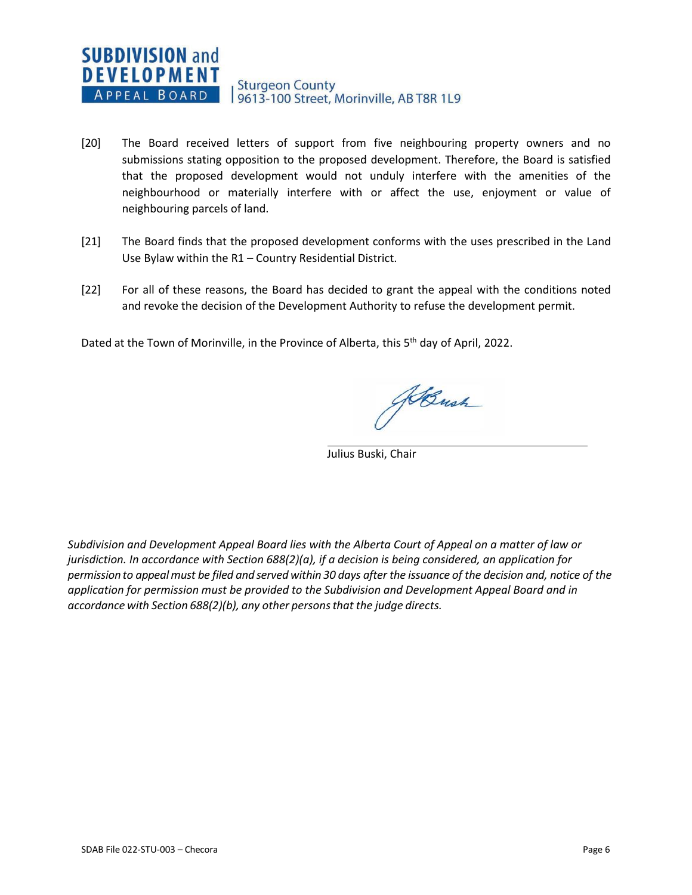[20] The Board received letters of support from five neighbouring property owners and no submissions stating opposition to the proposed development. Therefore, the Board is satisfied that the proposed development would not unduly interfere with the amenities of the neighbourhood or materially interfere with or affect the use, enjoyment or value of neighbouring parcels of land.

[21] The Board finds that the proposed development conforms with the uses prescribed in the Land Use Bylaw within the R1 – Country Residential District.

[22] For all of these reasons, the Board has decided to grant the appeal with the conditions noted and revoke the decision of the Development Authority to refuse the development permit.

Dated at the Town of Morinville, in the Province of Alberta, this 5th day of April, 2022.

Julius Buski, Chair

*Subdivision and Development Appeal Board lies with the Alberta Court of Appeal on a matter of law or jurisdiction. In accordance with Section 688(2)(a), if a decision is being considered, an application for permission to appeal must be filed and served within 30 days after the issuance of the decision and, notice of the application for permission must be provided to the Subdivision and Development Appeal Board and in accordance with Section 688(2)(b), any other persons that the judge directs.*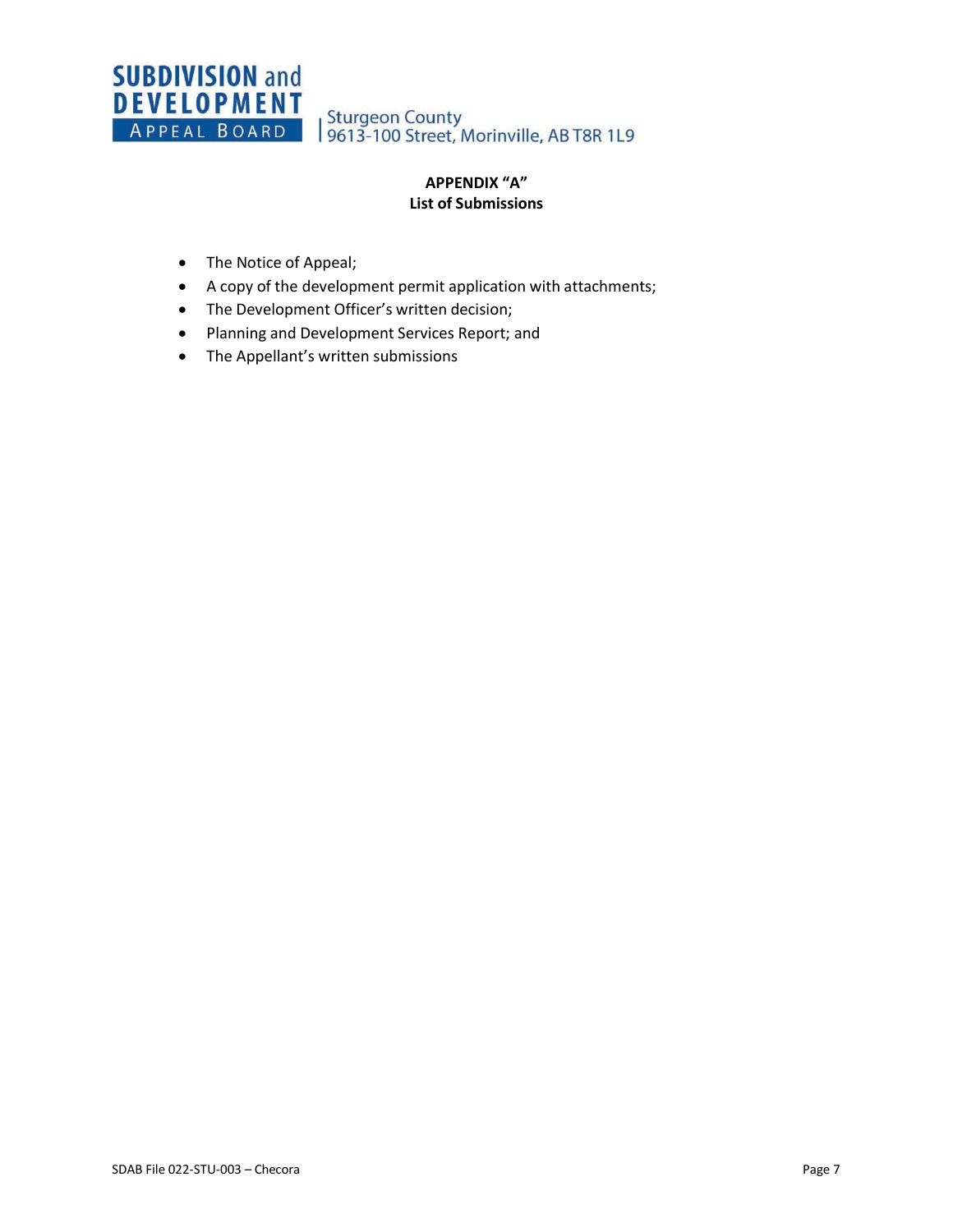**APPENDIX "A"**
**List of Submissions**

- The Notice of Appeal;
- A copy of the development permit application with attachments;
- The Development Officer's written decision;
- Planning and Development Services Report; and
- The Appellant's written submissions